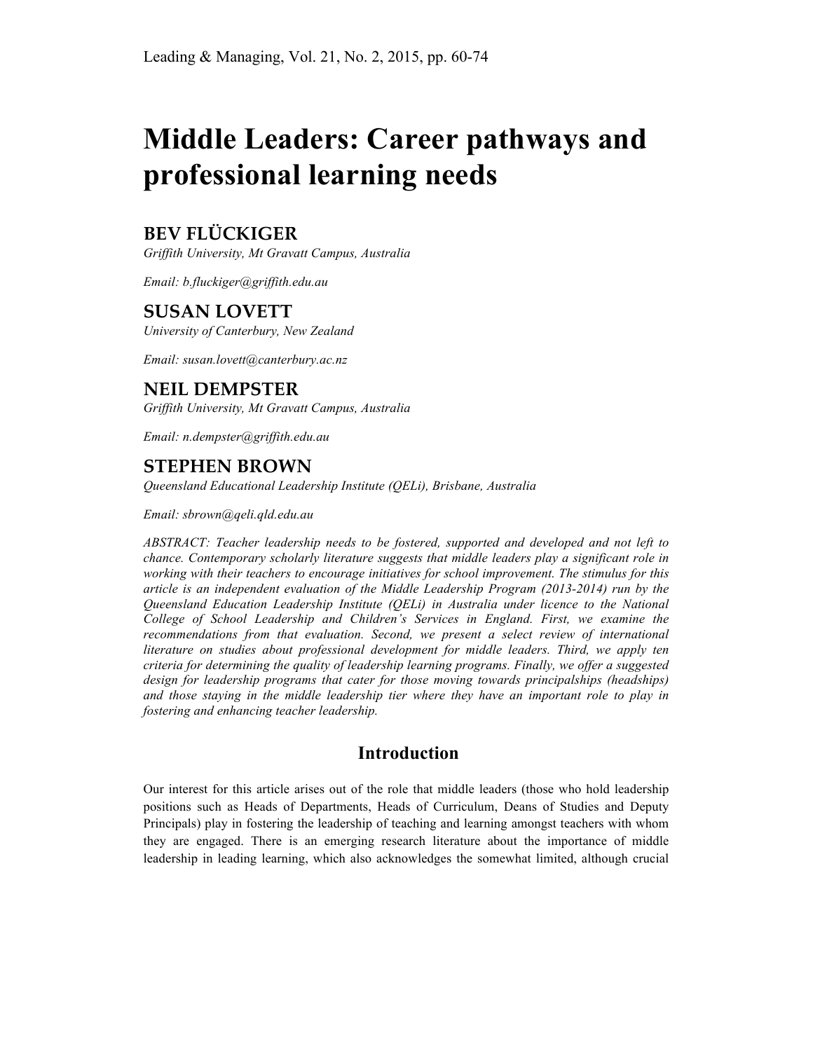# Middle Leaders: Career pathways and professional learning needs

## BEV FLÜCKIGER

*Griffith University, Mt Gravatt Campus, Australia*

*Email: b.fluckiger@griffith.edu.au*

## SUSAN LOVETT

*University of Canterbury, New Zealand*

*Email: susan.lovett@canterbury.ac.nz*

## NEIL DEMPSTER

*Griffith University, Mt Gravatt Campus, Australia*

*Email: n.dempster@griffith.edu.au*

## STEPHEN BROWN

*Queensland Educational Leadership Institute (QELi), Brisbane, Australia*

*Email: sbrown@qeli.qld.edu.au*

*ABSTRACT: Teacher leadership needs to be fostered, supported and developed and not left to chance. Contemporary scholarly literature suggests that middle leaders play a significant role in working with their teachers to encourage initiatives for school improvement. The stimulus for this article is an independent evaluation of the Middle Leadership Program (2013-2014) run by the Queensland Education Leadership Institute (QELi) in Australia under licence to the National College of School Leadership and Children's Services in England. First, we examine the recommendations from that evaluation. Second, we present a select review of international literature on studies about professional development for middle leaders. Third, we apply ten criteria for determining the quality of leadership learning programs. Finally, we offer a suggested design for leadership programs that cater for those moving towards principalships (headships) and those staying in the middle leadership tier where they have an important role to play in fostering and enhancing teacher leadership.*

## Introduction

Our interest for this article arises out of the role that middle leaders (those who hold leadership positions such as Heads of Departments, Heads of Curriculum, Deans of Studies and Deputy Principals) play in fostering the leadership of teaching and learning amongst teachers with whom they are engaged. There is an emerging research literature about the importance of middle leadership in leading learning, which also acknowledges the somewhat limited, although crucial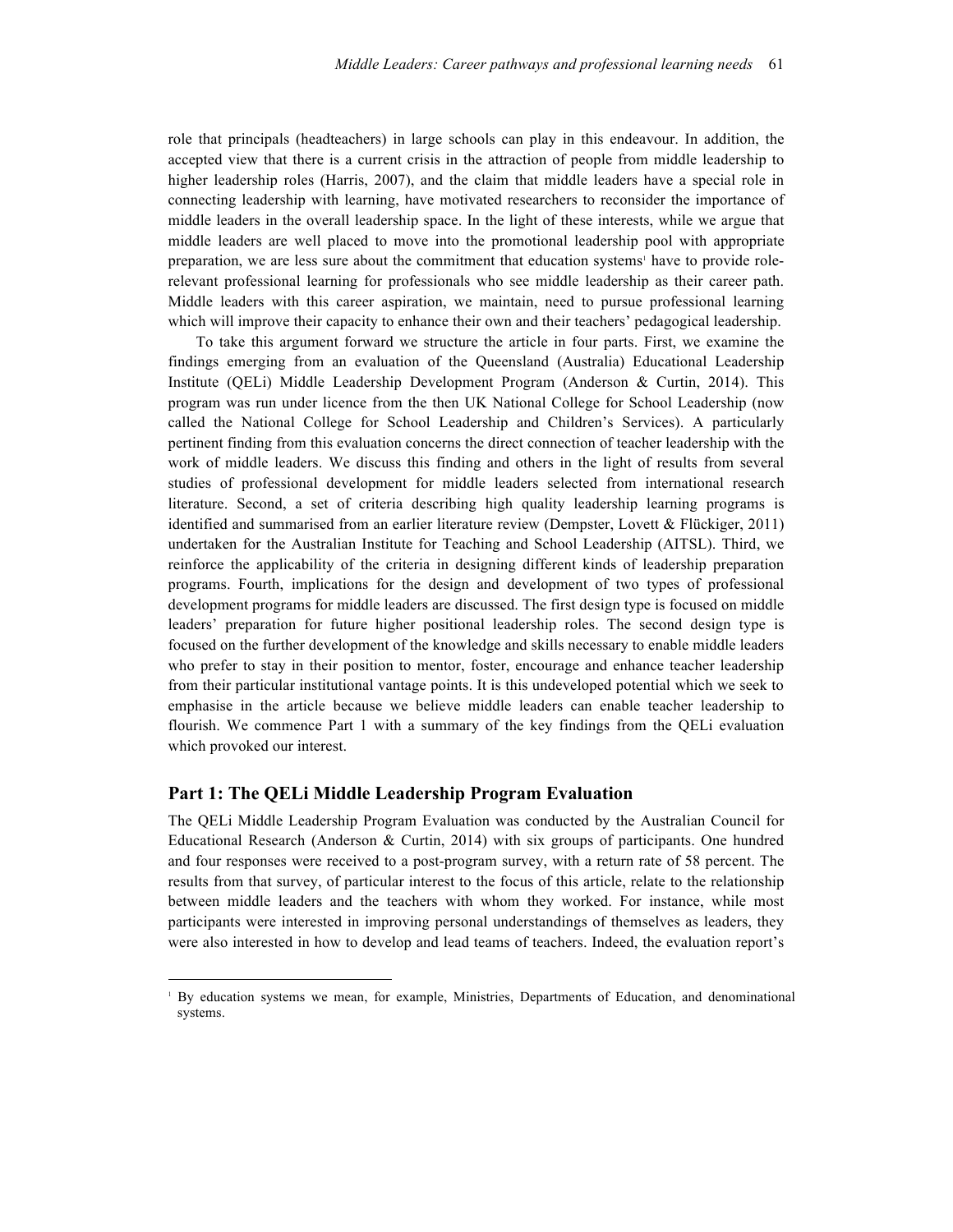role that principals (headteachers) in large schools can play in this endeavour. In addition, the accepted view that there is a current crisis in the attraction of people from middle leadership to higher leadership roles (Harris, 2007), and the claim that middle leaders have a special role in connecting leadership with learning, have motivated researchers to reconsider the importance of middle leaders in the overall leadership space. In the light of these interests, while we argue that middle leaders are well placed to move into the promotional leadership pool with appropriate preparation, we are less sure about the commitment that education systems[1] have to provide role-relevant professional learning for professionals who see middle leadership as their career path. Middle leaders with this career aspiration, we maintain, need to pursue professional learning which will improve their capacity to enhance their own and their teachers' pedagogical leadership.

To take this argument forward we structure the article in four parts. First, we examine the findings emerging from an evaluation of the Queensland (Australia) Educational Leadership Institute (QELi) Middle Leadership Development Program (Anderson & Curtin, 2014). This program was run under licence from the then UK National College for School Leadership (now called the National College for School Leadership and Children's Services). A particularly pertinent finding from this evaluation concerns the direct connection of teacher leadership with the work of middle leaders. We discuss this finding and others in the light of results from several studies of professional development for middle leaders selected from international research literature. Second, a set of criteria describing high quality leadership learning programs is identified and summarised from an earlier literature review (Dempster, Lovett & Flückiger, 2011) undertaken for the Australian Institute for Teaching and School Leadership (AITSL). Third, we reinforce the applicability of the criteria in designing different kinds of leadership preparation programs. Fourth, implications for the design and development of two types of professional development programs for middle leaders are discussed. The first design type is focused on middle leaders' preparation for future higher positional leadership roles. The second design type is focused on the further development of the knowledge and skills necessary to enable middle leaders who prefer to stay in their position to mentor, foster, encourage and enhance teacher leadership from their particular institutional vantage points. It is this undeveloped potential which we seek to emphasise in the article because we believe middle leaders can enable teacher leadership to flourish. We commence Part 1 with a summary of the key findings from the QELi evaluation which provoked our interest.

## Part 1: The QELi Middle Leadership Program Evaluation

The QELi Middle Leadership Program Evaluation was conducted by the Australian Council for Educational Research (Anderson & Curtin, 2014) with six groups of participants. One hundred and four responses were received to a post-program survey, with a return rate of 58 percent. The results from that survey, of particular interest to the focus of this article, relate to the relationship between middle leaders and the teachers with whom they worked. For instance, while most participants were interested in improving personal understandings of themselves as leaders, they were also interested in how to develop and lead teams of teachers. Indeed, the evaluation report's

[1] By education systems we mean, for example, Ministries, Departments of Education, and denominational systems.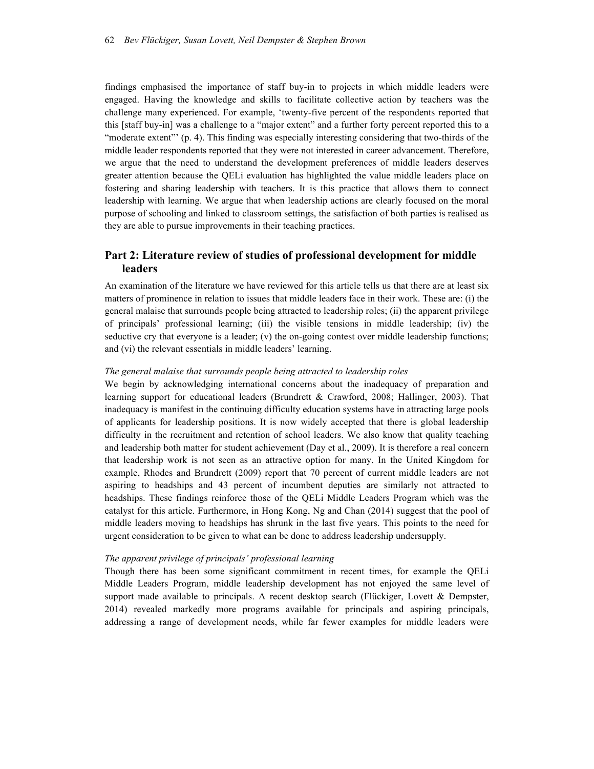findings emphasised the importance of staff buy-in to projects in which middle leaders were engaged. Having the knowledge and skills to facilitate collective action by teachers was the challenge many experienced. For example, 'twenty-five percent of the respondents reported that this [staff buy-in] was a challenge to a "major extent" and a further forty percent reported this to a "moderate extent"' (p. 4). This finding was especially interesting considering that two-thirds of the middle leader respondents reported that they were not interested in career advancement. Therefore, we argue that the need to understand the development preferences of middle leaders deserves greater attention because the QELi evaluation has highlighted the value middle leaders place on fostering and sharing leadership with teachers. It is this practice that allows them to connect leadership with learning. We argue that when leadership actions are clearly focused on the moral purpose of schooling and linked to classroom settings, the satisfaction of both parties is realised as they are able to pursue improvements in their teaching practices.

## Part 2: Literature review of studies of professional development for middle leaders

An examination of the literature we have reviewed for this article tells us that there are at least six matters of prominence in relation to issues that middle leaders face in their work. These are: (i) the general malaise that surrounds people being attracted to leadership roles; (ii) the apparent privilege of principals' professional learning; (iii) the visible tensions in middle leadership; (iv) the seductive cry that everyone is a leader; (v) the on-going contest over middle leadership functions; and (vi) the relevant essentials in middle leaders' learning.

*The general malaise that surrounds people being attracted to leadership roles*

We begin by acknowledging international concerns about the inadequacy of preparation and learning support for educational leaders (Brundrett & Crawford, 2008; Hallinger, 2003). That inadequacy is manifest in the continuing difficulty education systems have in attracting large pools of applicants for leadership positions. It is now widely accepted that there is global leadership difficulty in the recruitment and retention of school leaders. We also know that quality teaching and leadership both matter for student achievement (Day et al., 2009). It is therefore a real concern that leadership work is not seen as an attractive option for many. In the United Kingdom for example, Rhodes and Brundrett (2009) report that 70 percent of current middle leaders are not aspiring to headships and 43 percent of incumbent deputies are similarly not attracted to headships. These findings reinforce those of the QELi Middle Leaders Program which was the catalyst for this article. Furthermore, in Hong Kong, Ng and Chan (2014) suggest that the pool of middle leaders moving to headships has shrunk in the last five years. This points to the need for urgent consideration to be given to what can be done to address leadership undersupply.

*The apparent privilege of principals' professional learning*

Though there has been some significant commitment in recent times, for example the QELi Middle Leaders Program, middle leadership development has not enjoyed the same level of support made available to principals. A recent desktop search (Flückiger, Lovett & Dempster, 2014) revealed markedly more programs available for principals and aspiring principals, addressing a range of development needs, while far fewer examples for middle leaders were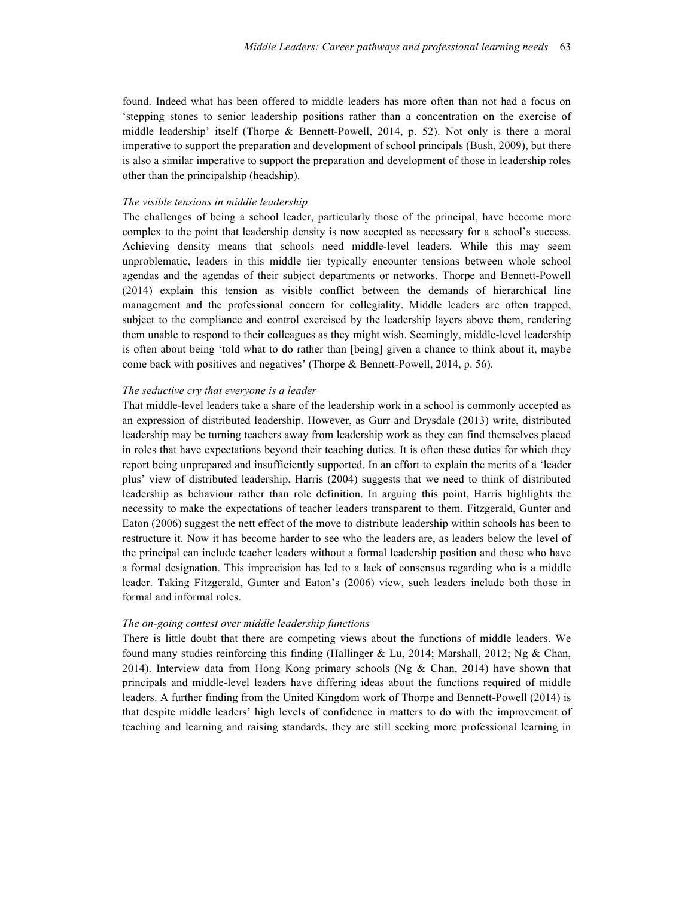found. Indeed what has been offered to middle leaders has more often than not had a focus on 'stepping stones to senior leadership positions rather than a concentration on the exercise of middle leadership' itself (Thorpe & Bennett-Powell, 2014, p. 52). Not only is there a moral imperative to support the preparation and development of school principals (Bush, 2009), but there is also a similar imperative to support the preparation and development of those in leadership roles other than the principalship (headship).

### *The visible tensions in middle leadership*

The challenges of being a school leader, particularly those of the principal, have become more complex to the point that leadership density is now accepted as necessary for a school's success. Achieving density means that schools need middle-level leaders. While this may seem unproblematic, leaders in this middle tier typically encounter tensions between whole school agendas and the agendas of their subject departments or networks. Thorpe and Bennett-Powell (2014) explain this tension as visible conflict between the demands of hierarchical line management and the professional concern for collegiality. Middle leaders are often trapped, subject to the compliance and control exercised by the leadership layers above them, rendering them unable to respond to their colleagues as they might wish. Seemingly, middle-level leadership is often about being 'told what to do rather than [being] given a chance to think about it, maybe come back with positives and negatives' (Thorpe & Bennett-Powell, 2014, p. 56).

### *The seductive cry that everyone is a leader*

That middle-level leaders take a share of the leadership work in a school is commonly accepted as an expression of distributed leadership. However, as Gurr and Drysdale (2013) write, distributed leadership may be turning teachers away from leadership work as they can find themselves placed in roles that have expectations beyond their teaching duties. It is often these duties for which they report being unprepared and insufficiently supported. In an effort to explain the merits of a 'leader plus' view of distributed leadership, Harris (2004) suggests that we need to think of distributed leadership as behaviour rather than role definition. In arguing this point, Harris highlights the necessity to make the expectations of teacher leaders transparent to them. Fitzgerald, Gunter and Eaton (2006) suggest the nett effect of the move to distribute leadership within schools has been to restructure it. Now it has become harder to see who the leaders are, as leaders below the level of the principal can include teacher leaders without a formal leadership position and those who have a formal designation. This imprecision has led to a lack of consensus regarding who is a middle leader. Taking Fitzgerald, Gunter and Eaton's (2006) view, such leaders include both those in formal and informal roles.

### *The on-going contest over middle leadership functions*

There is little doubt that there are competing views about the functions of middle leaders. We found many studies reinforcing this finding (Hallinger & Lu, 2014; Marshall, 2012; Ng & Chan, 2014). Interview data from Hong Kong primary schools (Ng & Chan, 2014) have shown that principals and middle-level leaders have differing ideas about the functions required of middle leaders. A further finding from the United Kingdom work of Thorpe and Bennett-Powell (2014) is that despite middle leaders' high levels of confidence in matters to do with the improvement of teaching and learning and raising standards, they are still seeking more professional learning in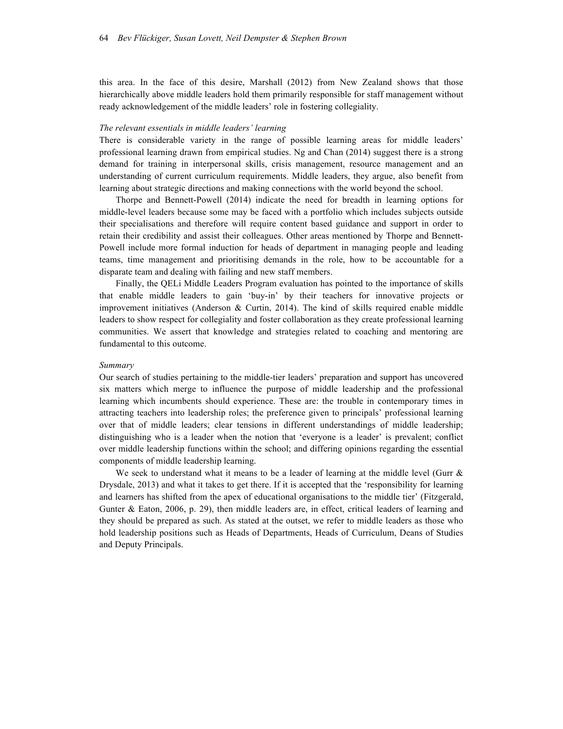this area. In the face of this desire, Marshall (2012) from New Zealand shows that those hierarchically above middle leaders hold them primarily responsible for staff management without ready acknowledgement of the middle leaders' role in fostering collegiality.

*The relevant essentials in middle leaders' learning*

There is considerable variety in the range of possible learning areas for middle leaders' professional learning drawn from empirical studies. Ng and Chan (2014) suggest there is a strong demand for training in interpersonal skills, crisis management, resource management and an understanding of current curriculum requirements. Middle leaders, they argue, also benefit from learning about strategic directions and making connections with the world beyond the school.

Thorpe and Bennett-Powell (2014) indicate the need for breadth in learning options for middle-level leaders because some may be faced with a portfolio which includes subjects outside their specialisations and therefore will require content based guidance and support in order to retain their credibility and assist their colleagues. Other areas mentioned by Thorpe and Bennett-Powell include more formal induction for heads of department in managing people and leading teams, time management and prioritising demands in the role, how to be accountable for a disparate team and dealing with failing and new staff members.

Finally, the QELi Middle Leaders Program evaluation has pointed to the importance of skills that enable middle leaders to gain 'buy-in' by their teachers for innovative projects or improvement initiatives (Anderson & Curtin, 2014). The kind of skills required enable middle leaders to show respect for collegiality and foster collaboration as they create professional learning communities. We assert that knowledge and strategies related to coaching and mentoring are fundamental to this outcome.

*Summary*

Our search of studies pertaining to the middle-tier leaders' preparation and support has uncovered six matters which merge to influence the purpose of middle leadership and the professional learning which incumbents should experience. These are: the trouble in contemporary times in attracting teachers into leadership roles; the preference given to principals' professional learning over that of middle leaders; clear tensions in different understandings of middle leadership; distinguishing who is a leader when the notion that 'everyone is a leader' is prevalent; conflict over middle leadership functions within the school; and differing opinions regarding the essential components of middle leadership learning.

We seek to understand what it means to be a leader of learning at the middle level (Gurr & Drysdale, 2013) and what it takes to get there. If it is accepted that the 'responsibility for learning and learners has shifted from the apex of educational organisations to the middle tier' (Fitzgerald, Gunter & Eaton, 2006, p. 29), then middle leaders are, in effect, critical leaders of learning and they should be prepared as such. As stated at the outset, we refer to middle leaders as those who hold leadership positions such as Heads of Departments, Heads of Curriculum, Deans of Studies and Deputy Principals.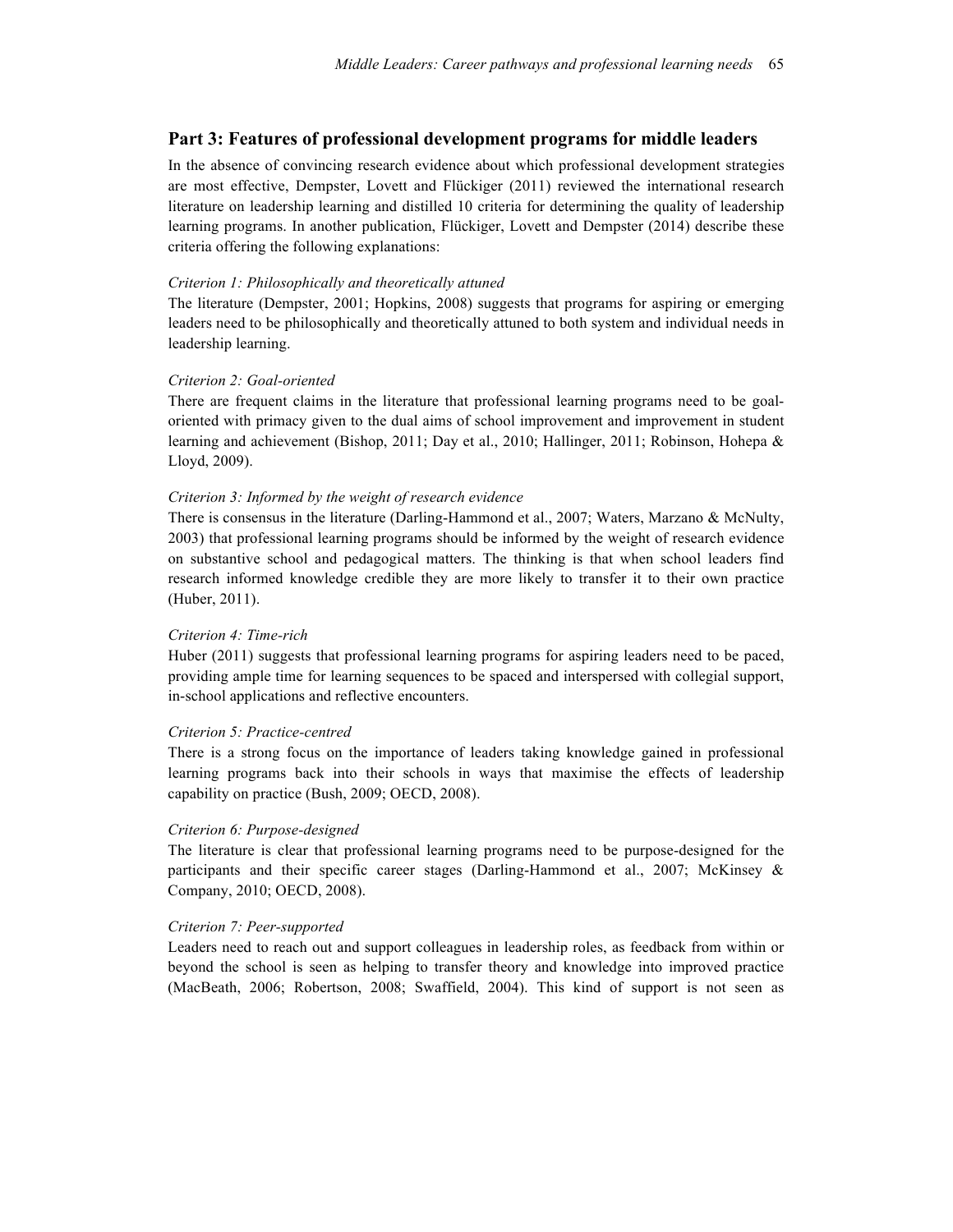## Part 3: Features of professional development programs for middle leaders

In the absence of convincing research evidence about which professional development strategies are most effective, Dempster, Lovett and Flückiger (2011) reviewed the international research literature on leadership learning and distilled 10 criteria for determining the quality of leadership learning programs. In another publication, Flückiger, Lovett and Dempster (2014) describe these criteria offering the following explanations:

*Criterion 1: Philosophically and theoretically attuned*

The literature (Dempster, 2001; Hopkins, 2008) suggests that programs for aspiring or emerging leaders need to be philosophically and theoretically attuned to both system and individual needs in leadership learning.

*Criterion 2: Goal-oriented*

There are frequent claims in the literature that professional learning programs need to be goal-oriented with primacy given to the dual aims of school improvement and improvement in student learning and achievement (Bishop, 2011; Day et al., 2010; Hallinger, 2011; Robinson, Hohepa & Lloyd, 2009).

*Criterion 3: Informed by the weight of research evidence*

There is consensus in the literature (Darling-Hammond et al., 2007; Waters, Marzano & McNulty, 2003) that professional learning programs should be informed by the weight of research evidence on substantive school and pedagogical matters. The thinking is that when school leaders find research informed knowledge credible they are more likely to transfer it to their own practice (Huber, 2011).

*Criterion 4: Time-rich*

Huber (2011) suggests that professional learning programs for aspiring leaders need to be paced, providing ample time for learning sequences to be spaced and interspersed with collegial support, in-school applications and reflective encounters.

*Criterion 5: Practice-centred*

There is a strong focus on the importance of leaders taking knowledge gained in professional learning programs back into their schools in ways that maximise the effects of leadership capability on practice (Bush, 2009; OECD, 2008).

*Criterion 6: Purpose-designed*

The literature is clear that professional learning programs need to be purpose-designed for the participants and their specific career stages (Darling-Hammond et al., 2007; McKinsey & Company, 2010; OECD, 2008).

*Criterion 7: Peer-supported*

Leaders need to reach out and support colleagues in leadership roles, as feedback from within or beyond the school is seen as helping to transfer theory and knowledge into improved practice (MacBeath, 2006; Robertson, 2008; Swaffield, 2004). This kind of support is not seen as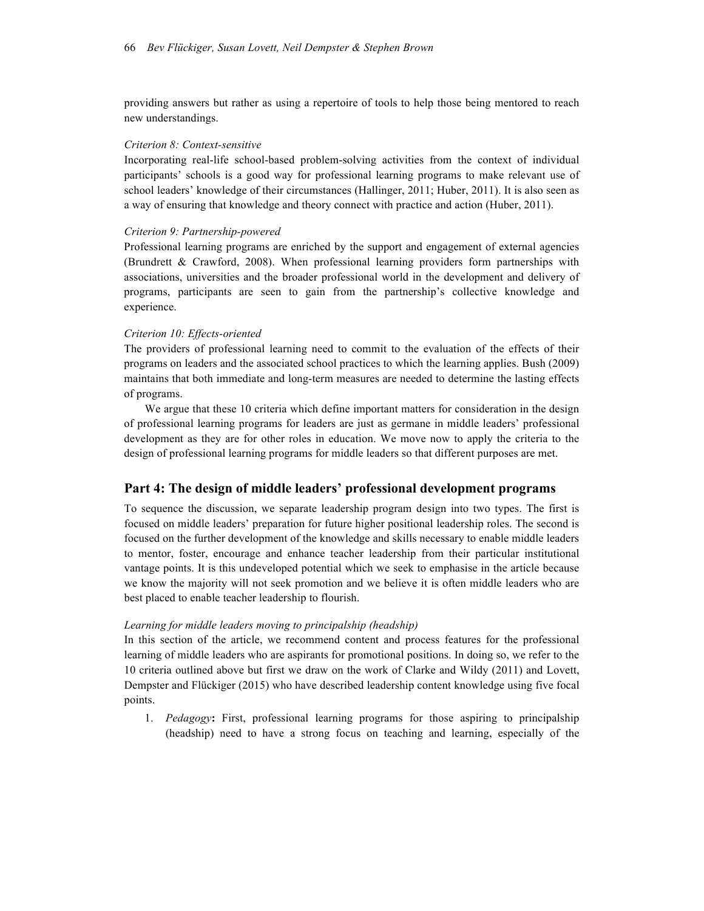providing answers but rather as using a repertoire of tools to help those being mentored to reach new understandings.

*Criterion 8: Context-sensitive*

Incorporating real-life school-based problem-solving activities from the context of individual participants' schools is a good way for professional learning programs to make relevant use of school leaders' knowledge of their circumstances (Hallinger, 2011; Huber, 2011). It is also seen as a way of ensuring that knowledge and theory connect with practice and action (Huber, 2011).

*Criterion 9: Partnership-powered*

Professional learning programs are enriched by the support and engagement of external agencies (Brundrett & Crawford, 2008). When professional learning providers form partnerships with associations, universities and the broader professional world in the development and delivery of programs, participants are seen to gain from the partnership's collective knowledge and experience.

*Criterion 10: Effects-oriented*

The providers of professional learning need to commit to the evaluation of the effects of their programs on leaders and the associated school practices to which the learning applies. Bush (2009) maintains that both immediate and long-term measures are needed to determine the lasting effects of programs.

We argue that these 10 criteria which define important matters for consideration in the design of professional learning programs for leaders are just as germane in middle leaders' professional development as they are for other roles in education. We move now to apply the criteria to the design of professional learning programs for middle leaders so that different purposes are met.

## Part 4: The design of middle leaders' professional development programs

To sequence the discussion, we separate leadership program design into two types. The first is focused on middle leaders' preparation for future higher positional leadership roles. The second is focused on the further development of the knowledge and skills necessary to enable middle leaders to mentor, foster, encourage and enhance teacher leadership from their particular institutional vantage points. It is this undeveloped potential which we seek to emphasise in the article because we know the majority will not seek promotion and we believe it is often middle leaders who are best placed to enable teacher leadership to flourish.

*Learning for middle leaders moving to principalship (headship)*

In this section of the article, we recommend content and process features for the professional learning of middle leaders who are aspirants for promotional positions. In doing so, we refer to the 10 criteria outlined above but first we draw on the work of Clarke and Wildy (2011) and Lovett, Dempster and Flückiger (2015) who have described leadership content knowledge using five focal points.

1. *Pedagogy***:** First, professional learning programs for those aspiring to principalship (headship) need to have a strong focus on teaching and learning, especially of the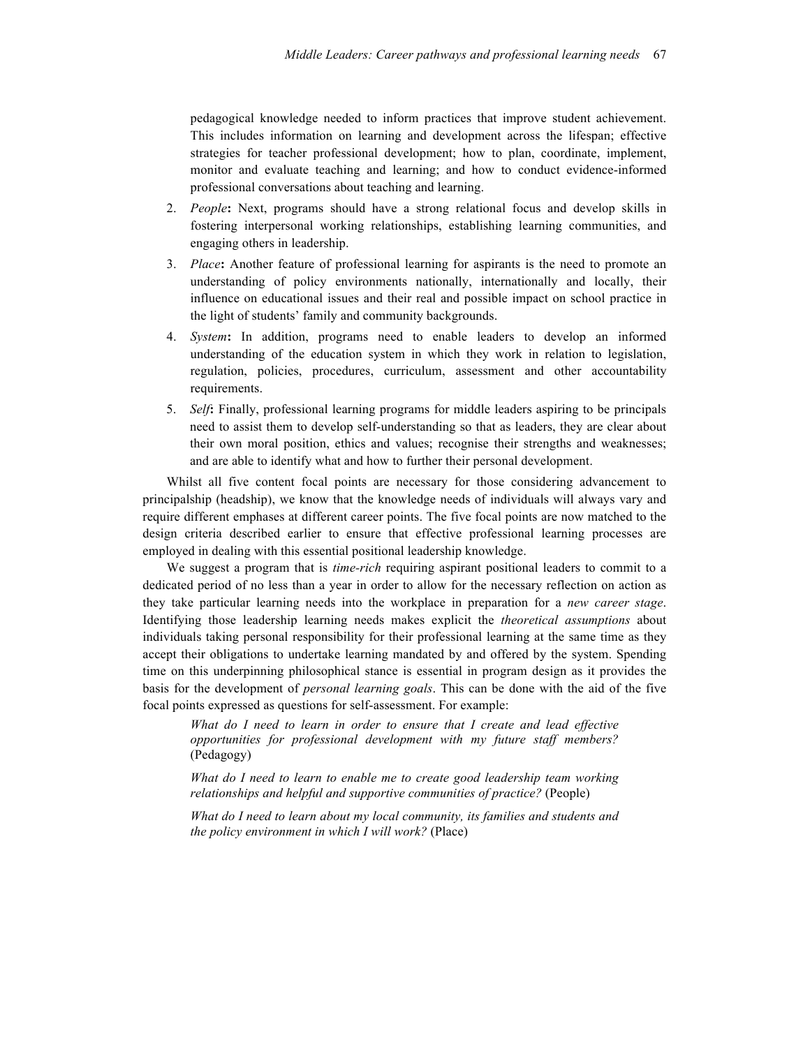pedagogical knowledge needed to inform practices that improve student achievement. This includes information on learning and development across the lifespan; effective strategies for teacher professional development; how to plan, coordinate, implement, monitor and evaluate teaching and learning; and how to conduct evidence-informed professional conversations about teaching and learning.

2. *People***:** Next, programs should have a strong relational focus and develop skills in fostering interpersonal working relationships, establishing learning communities, and engaging others in leadership.
3. *Place***:** Another feature of professional learning for aspirants is the need to promote an understanding of policy environments nationally, internationally and locally, their influence on educational issues and their real and possible impact on school practice in the light of students' family and community backgrounds.
4. *System***:** In addition, programs need to enable leaders to develop an informed understanding of the education system in which they work in relation to legislation, regulation, policies, procedures, curriculum, assessment and other accountability requirements.
5. *Self***:** Finally, professional learning programs for middle leaders aspiring to be principals need to assist them to develop self-understanding so that as leaders, they are clear about their own moral position, ethics and values; recognise their strengths and weaknesses; and are able to identify what and how to further their personal development.

Whilst all five content focal points are necessary for those considering advancement to principalship (headship), we know that the knowledge needs of individuals will always vary and require different emphases at different career points. The five focal points are now matched to the design criteria described earlier to ensure that effective professional learning processes are employed in dealing with this essential positional leadership knowledge.

We suggest a program that is *time-rich* requiring aspirant positional leaders to commit to a dedicated period of no less than a year in order to allow for the necessary reflection on action as they take particular learning needs into the workplace in preparation for a *new career stage*. Identifying those leadership learning needs makes explicit the *theoretical assumptions* about individuals taking personal responsibility for their professional learning at the same time as they accept their obligations to undertake learning mandated by and offered by the system. Spending time on this underpinning philosophical stance is essential in program design as it provides the basis for the development of *personal learning goals*. This can be done with the aid of the five focal points expressed as questions for self-assessment. For example:

> *What do I need to learn in order to ensure that I create and lead effective opportunities for professional development with my future staff members?* (Pedagogy)
>
> *What do I need to learn to enable me to create good leadership team working relationships and helpful and supportive communities of practice?* (People)
>
> *What do I need to learn about my local community, its families and students and the policy environment in which I will work?* (Place)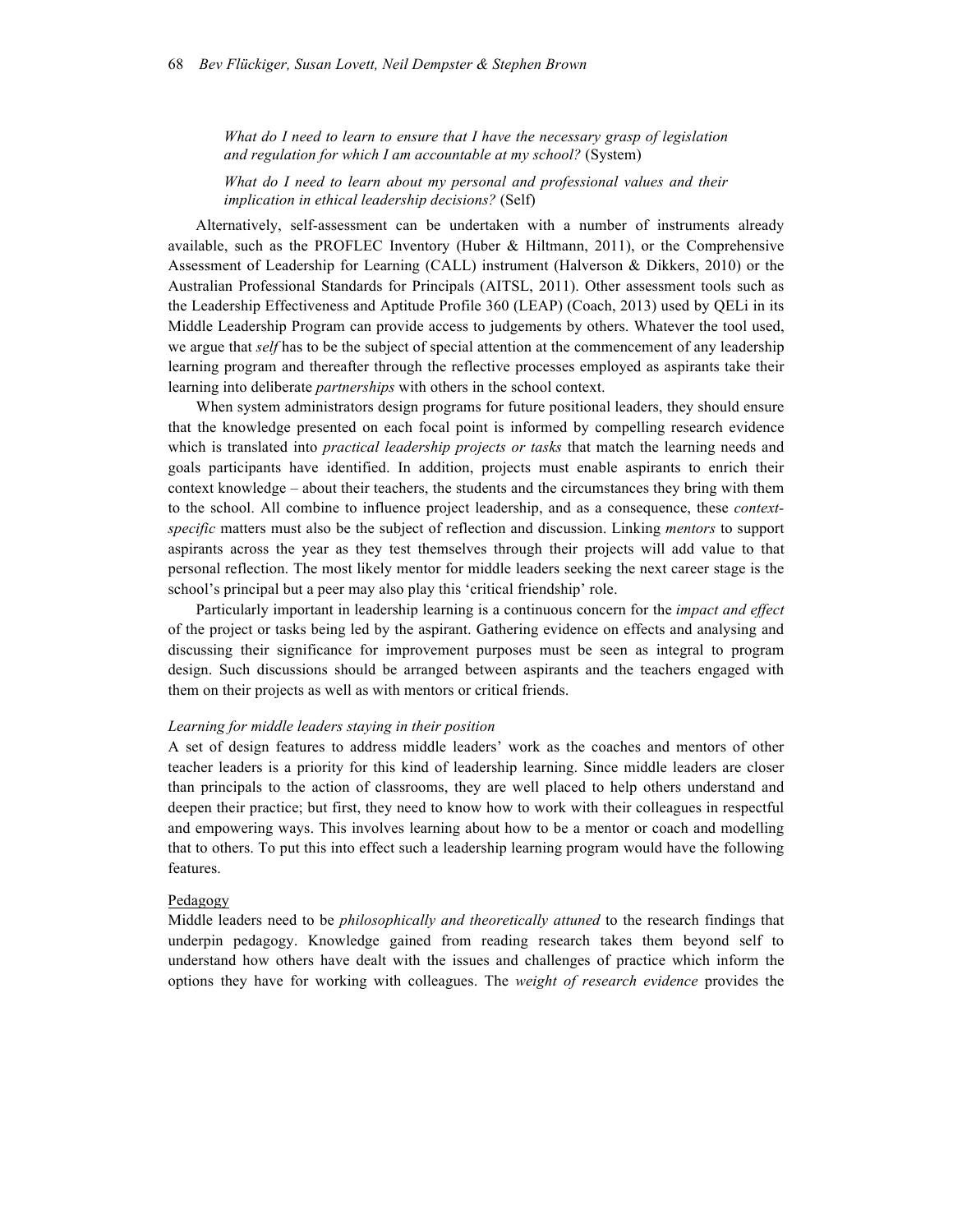*What do I need to learn to ensure that I have the necessary grasp of legislation and regulation for which I am accountable at my school?* (System)

*What do I need to learn about my personal and professional values and their implication in ethical leadership decisions?* (Self)

Alternatively, self-assessment can be undertaken with a number of instruments already available, such as the PROFLEC Inventory (Huber & Hiltmann, 2011), or the Comprehensive Assessment of Leadership for Learning (CALL) instrument (Halverson & Dikkers, 2010) or the Australian Professional Standards for Principals (AITSL, 2011). Other assessment tools such as the Leadership Effectiveness and Aptitude Profile 360 (LEAP) (Coach, 2013) used by QELi in its Middle Leadership Program can provide access to judgements by others. Whatever the tool used, we argue that *self* has to be the subject of special attention at the commencement of any leadership learning program and thereafter through the reflective processes employed as aspirants take their learning into deliberate *partnerships* with others in the school context.

When system administrators design programs for future positional leaders, they should ensure that the knowledge presented on each focal point is informed by compelling research evidence which is translated into *practical leadership projects or tasks* that match the learning needs and goals participants have identified. In addition, projects must enable aspirants to enrich their context knowledge – about their teachers, the students and the circumstances they bring with them to the school. All combine to influence project leadership, and as a consequence, these *context-specific* matters must also be the subject of reflection and discussion. Linking *mentors* to support aspirants across the year as they test themselves through their projects will add value to that personal reflection. The most likely mentor for middle leaders seeking the next career stage is the school's principal but a peer may also play this 'critical friendship' role.

Particularly important in leadership learning is a continuous concern for the *impact and effect* of the project or tasks being led by the aspirant. Gathering evidence on effects and analysing and discussing their significance for improvement purposes must be seen as integral to program design. Such discussions should be arranged between aspirants and the teachers engaged with them on their projects as well as with mentors or critical friends.

#### *Learning for middle leaders staying in their position*

A set of design features to address middle leaders' work as the coaches and mentors of other teacher leaders is a priority for this kind of leadership learning. Since middle leaders are closer than principals to the action of classrooms, they are well placed to help others understand and deepen their practice; but first, they need to know how to work with their colleagues in respectful and empowering ways. This involves learning about how to be a mentor or coach and modelling that to others. To put this into effect such a leadership learning program would have the following features.

##### Pedagogy

Middle leaders need to be *philosophically and theoretically attuned* to the research findings that underpin pedagogy. Knowledge gained from reading research takes them beyond self to understand how others have dealt with the issues and challenges of practice which inform the options they have for working with colleagues. The *weight of research evidence* provides the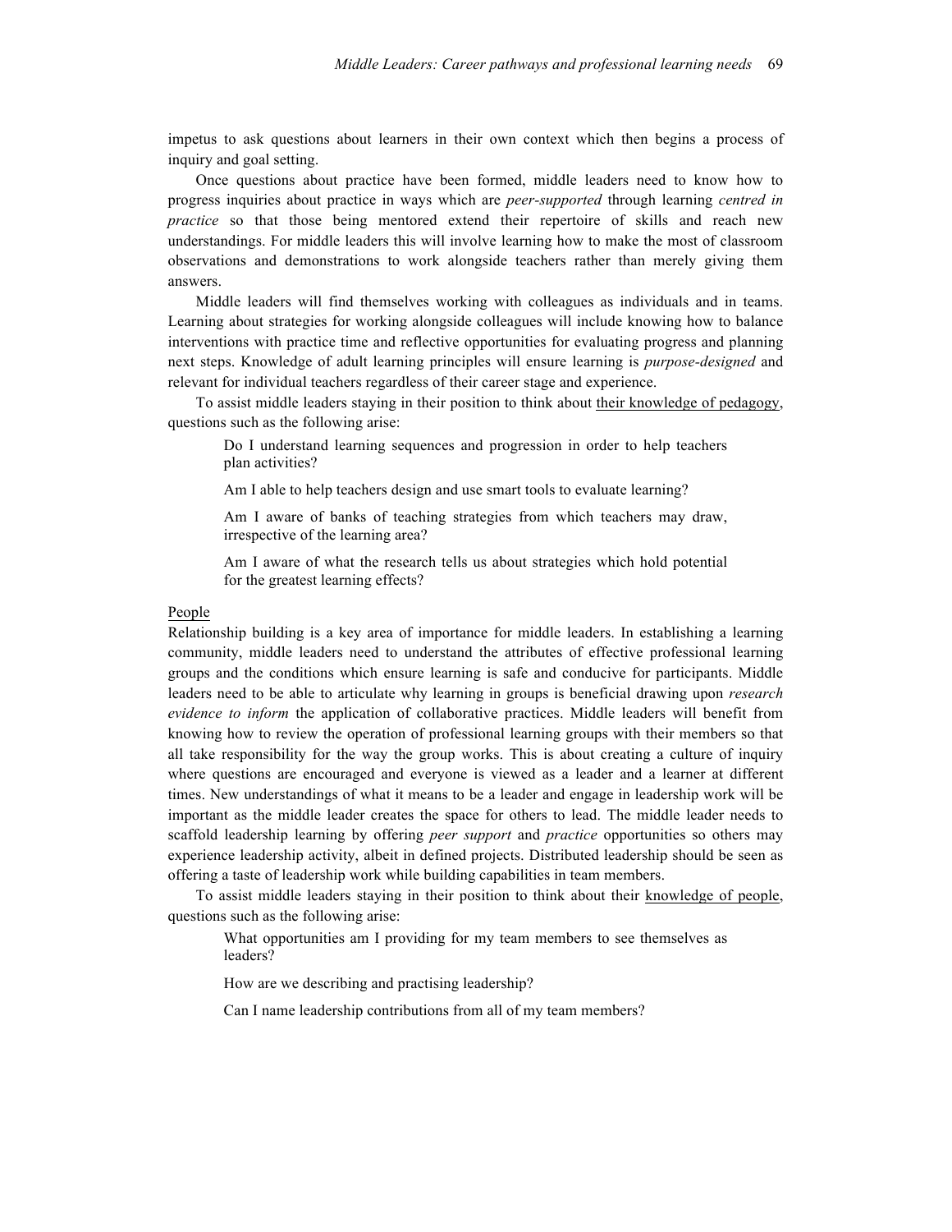impetus to ask questions about learners in their own context which then begins a process of inquiry and goal setting.

Once questions about practice have been formed, middle leaders need to know how to progress inquiries about practice in ways which are *peer-supported* through learning *centred in practice* so that those being mentored extend their repertoire of skills and reach new understandings. For middle leaders this will involve learning how to make the most of classroom observations and demonstrations to work alongside teachers rather than merely giving them answers.

Middle leaders will find themselves working with colleagues as individuals and in teams. Learning about strategies for working alongside colleagues will include knowing how to balance interventions with practice time and reflective opportunities for evaluating progress and planning next steps. Knowledge of adult learning principles will ensure learning is *purpose-designed* and relevant for individual teachers regardless of their career stage and experience.

To assist middle leaders staying in their position to think about <u>their knowledge of pedagogy</u>, questions such as the following arise:

> Do I understand learning sequences and progression in order to help teachers plan activities?
>
> Am I able to help teachers design and use smart tools to evaluate learning?
>
> Am I aware of banks of teaching strategies from which teachers may draw, irrespective of the learning area?
>
> Am I aware of what the research tells us about strategies which hold potential for the greatest learning effects?

<u>People</u>

Relationship building is a key area of importance for middle leaders. In establishing a learning community, middle leaders need to understand the attributes of effective professional learning groups and the conditions which ensure learning is safe and conducive for participants. Middle leaders need to be able to articulate why learning in groups is beneficial drawing upon *research evidence to inform* the application of collaborative practices. Middle leaders will benefit from knowing how to review the operation of professional learning groups with their members so that all take responsibility for the way the group works. This is about creating a culture of inquiry where questions are encouraged and everyone is viewed as a leader and a learner at different times. New understandings of what it means to be a leader and engage in leadership work will be important as the middle leader creates the space for others to lead. The middle leader needs to scaffold leadership learning by offering *peer support* and *practice* opportunities so others may experience leadership activity, albeit in defined projects. Distributed leadership should be seen as offering a taste of leadership work while building capabilities in team members.

To assist middle leaders staying in their position to think about their <u>knowledge of people</u>, questions such as the following arise:

> What opportunities am I providing for my team members to see themselves as leaders?
>
> How are we describing and practising leadership?
>
> Can I name leadership contributions from all of my team members?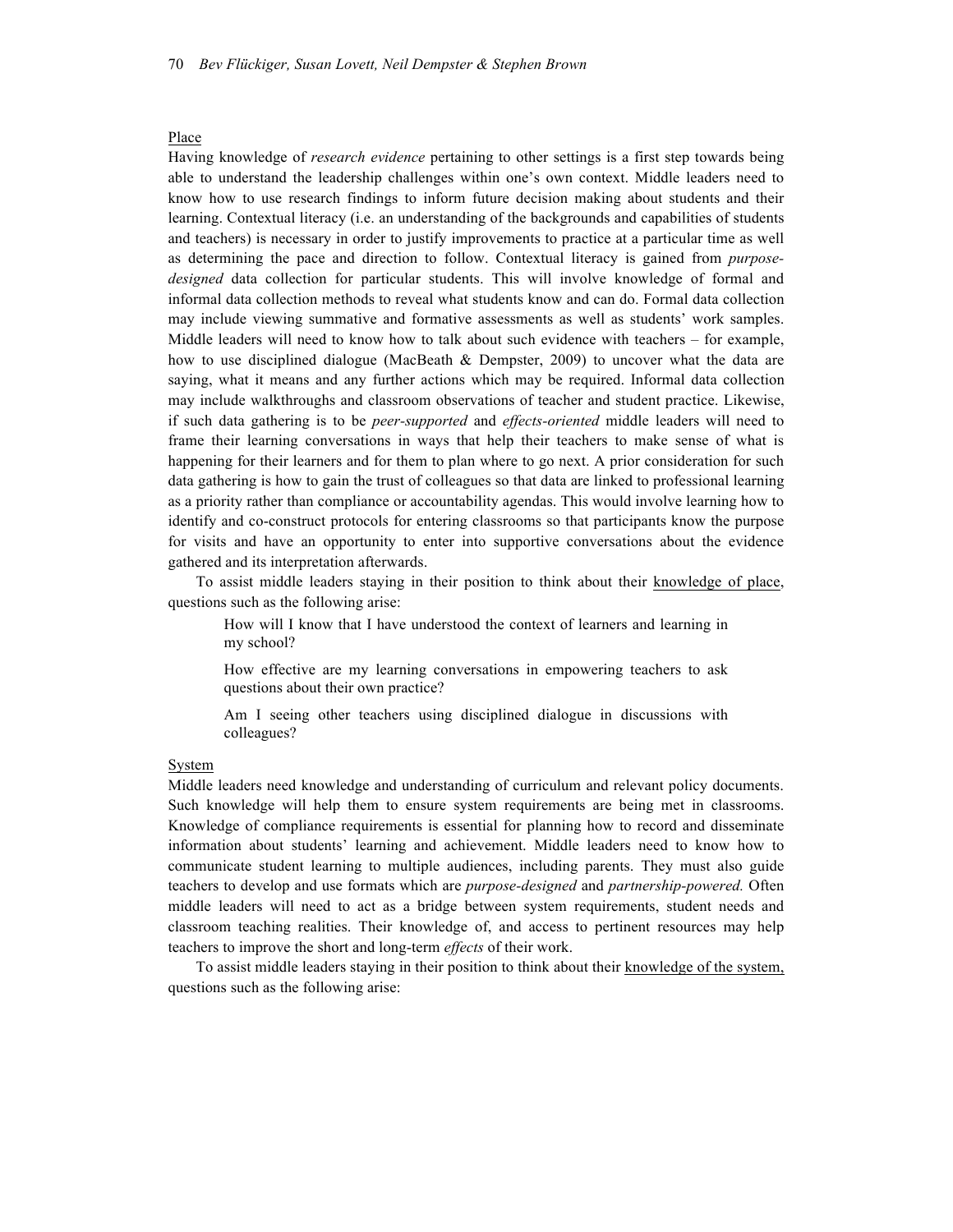Place

Having knowledge of *research evidence* pertaining to other settings is a first step towards being able to understand the leadership challenges within one's own context. Middle leaders need to know how to use research findings to inform future decision making about students and their learning. Contextual literacy (i.e. an understanding of the backgrounds and capabilities of students and teachers) is necessary in order to justify improvements to practice at a particular time as well as determining the pace and direction to follow. Contextual literacy is gained from *purpose-designed* data collection for particular students. This will involve knowledge of formal and informal data collection methods to reveal what students know and can do. Formal data collection may include viewing summative and formative assessments as well as students' work samples. Middle leaders will need to know how to talk about such evidence with teachers – for example, how to use disciplined dialogue (MacBeath & Dempster, 2009) to uncover what the data are saying, what it means and any further actions which may be required. Informal data collection may include walkthroughs and classroom observations of teacher and student practice. Likewise, if such data gathering is to be *peer-supported* and *effects-oriented* middle leaders will need to frame their learning conversations in ways that help their teachers to make sense of what is happening for their learners and for them to plan where to go next. A prior consideration for such data gathering is how to gain the trust of colleagues so that data are linked to professional learning as a priority rather than compliance or accountability agendas. This would involve learning how to identify and co-construct protocols for entering classrooms so that participants know the purpose for visits and have an opportunity to enter into supportive conversations about the evidence gathered and its interpretation afterwards.

To assist middle leaders staying in their position to think about their knowledge of place, questions such as the following arise:

> How will I know that I have understood the context of learners and learning in my school?
>
> How effective are my learning conversations in empowering teachers to ask questions about their own practice?
>
> Am I seeing other teachers using disciplined dialogue in discussions with colleagues?

System

Middle leaders need knowledge and understanding of curriculum and relevant policy documents. Such knowledge will help them to ensure system requirements are being met in classrooms. Knowledge of compliance requirements is essential for planning how to record and disseminate information about students' learning and achievement. Middle leaders need to know how to communicate student learning to multiple audiences, including parents. They must also guide teachers to develop and use formats which are *purpose-designed* and *partnership-powered.* Often middle leaders will need to act as a bridge between system requirements, student needs and classroom teaching realities. Their knowledge of, and access to pertinent resources may help teachers to improve the short and long-term *effects* of their work.

To assist middle leaders staying in their position to think about their knowledge of the system, questions such as the following arise: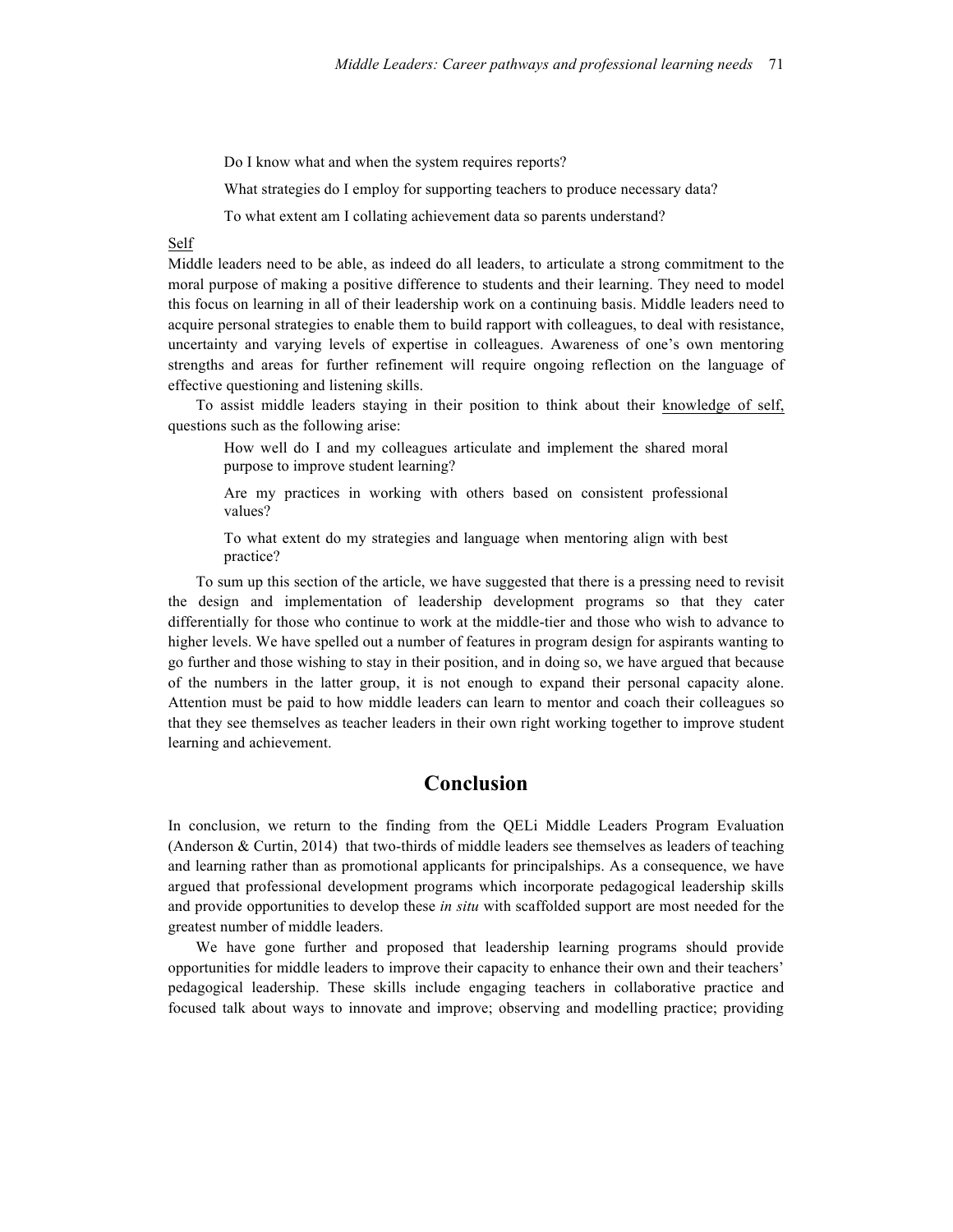Do I know what and when the system requires reports?

What strategies do I employ for supporting teachers to produce necessary data?

To what extent am I collating achievement data so parents understand?

<u>Self</u>

Middle leaders need to be able, as indeed do all leaders, to articulate a strong commitment to the moral purpose of making a positive difference to students and their learning. They need to model this focus on learning in all of their leadership work on a continuing basis. Middle leaders need to acquire personal strategies to enable them to build rapport with colleagues, to deal with resistance, uncertainty and varying levels of expertise in colleagues. Awareness of one's own mentoring strengths and areas for further refinement will require ongoing reflection on the language of effective questioning and listening skills.

To assist middle leaders staying in their position to think about their <u>knowledge of self,</u> questions such as the following arise:

How well do I and my colleagues articulate and implement the shared moral purpose to improve student learning?

Are my practices in working with others based on consistent professional values?

To what extent do my strategies and language when mentoring align with best practice?

To sum up this section of the article, we have suggested that there is a pressing need to revisit the design and implementation of leadership development programs so that they cater differentially for those who continue to work at the middle-tier and those who wish to advance to higher levels. We have spelled out a number of features in program design for aspirants wanting to go further and those wishing to stay in their position, and in doing so, we have argued that because of the numbers in the latter group, it is not enough to expand their personal capacity alone. Attention must be paid to how middle leaders can learn to mentor and coach their colleagues so that they see themselves as teacher leaders in their own right working together to improve student learning and achievement.

## Conclusion

In conclusion, we return to the finding from the QELi Middle Leaders Program Evaluation (Anderson & Curtin, 2014) that two-thirds of middle leaders see themselves as leaders of teaching and learning rather than as promotional applicants for principalships. As a consequence, we have argued that professional development programs which incorporate pedagogical leadership skills and provide opportunities to develop these *in situ* with scaffolded support are most needed for the greatest number of middle leaders.

We have gone further and proposed that leadership learning programs should provide opportunities for middle leaders to improve their capacity to enhance their own and their teachers' pedagogical leadership. These skills include engaging teachers in collaborative practice and focused talk about ways to innovate and improve; observing and modelling practice; providing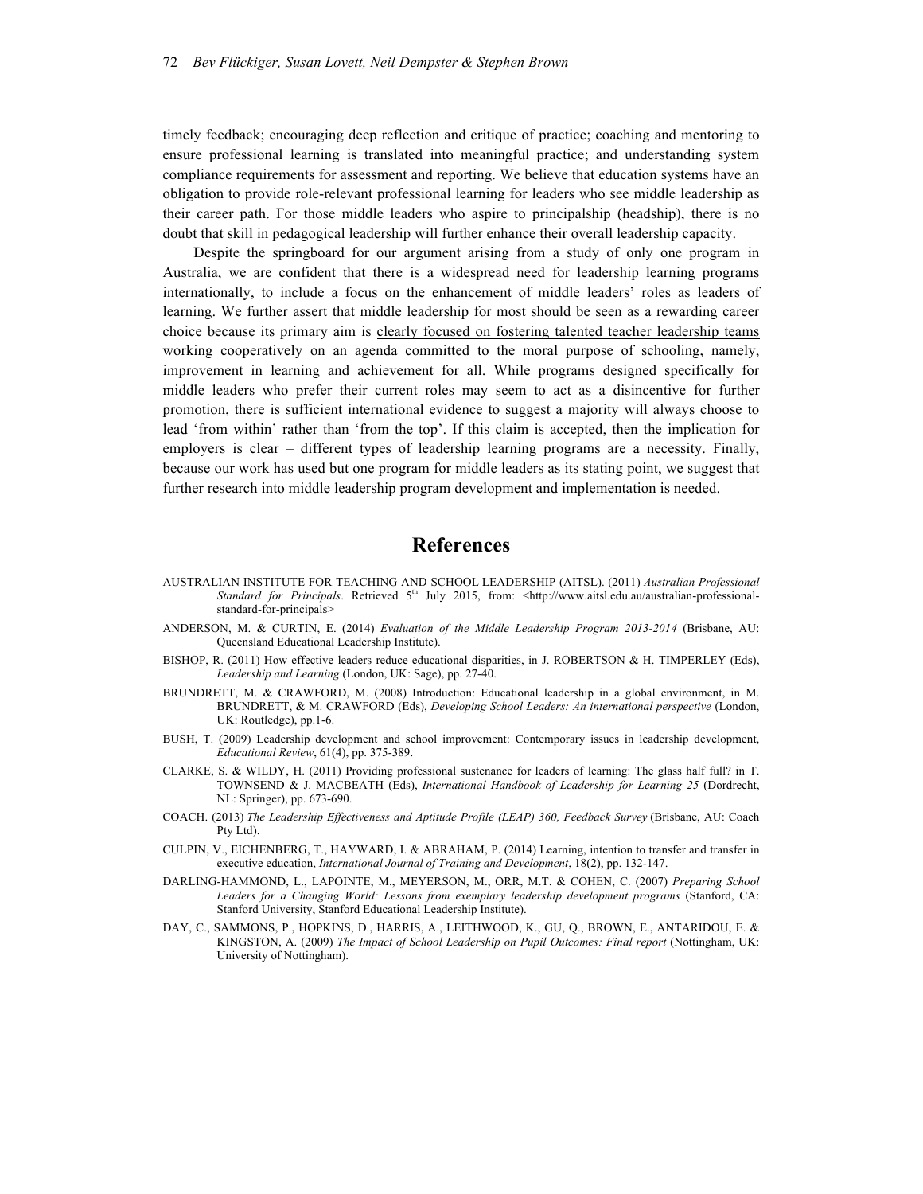timely feedback; encouraging deep reflection and critique of practice; coaching and mentoring to ensure professional learning is translated into meaningful practice; and understanding system compliance requirements for assessment and reporting. We believe that education systems have an obligation to provide role-relevant professional learning for leaders who see middle leadership as their career path. For those middle leaders who aspire to principalship (headship), there is no doubt that skill in pedagogical leadership will further enhance their overall leadership capacity.

Despite the springboard for our argument arising from a study of only one program in Australia, we are confident that there is a widespread need for leadership learning programs internationally, to include a focus on the enhancement of middle leaders' roles as leaders of learning. We further assert that middle leadership for most should be seen as a rewarding career choice because its primary aim is clearly focused on fostering talented teacher leadership teams working cooperatively on an agenda committed to the moral purpose of schooling, namely, improvement in learning and achievement for all. While programs designed specifically for middle leaders who prefer their current roles may seem to act as a disincentive for further promotion, there is sufficient international evidence to suggest a majority will always choose to lead 'from within' rather than 'from the top'. If this claim is accepted, then the implication for employers is clear – different types of leadership learning programs are a necessity. Finally, because our work has used but one program for middle leaders as its stating point, we suggest that further research into middle leadership program development and implementation is needed.

## References

AUSTRALIAN INSTITUTE FOR TEACHING AND SCHOOL LEADERSHIP (AITSL). (2011) *Australian Professional Standard for Principals*. Retrieved 5th July 2015, from: <http://www.aitsl.edu.au/australian-professional-standard-for-principals>

ANDERSON, M. & CURTIN, E. (2014) *Evaluation of the Middle Leadership Program 2013-2014* (Brisbane, AU: Queensland Educational Leadership Institute).

BISHOP, R. (2011) How effective leaders reduce educational disparities, in J. ROBERTSON & H. TIMPERLEY (Eds), *Leadership and Learning* (London, UK: Sage), pp. 27-40.

BRUNDRETT, M. & CRAWFORD, M. (2008) Introduction: Educational leadership in a global environment, in M. BRUNDRETT, & M. CRAWFORD (Eds), *Developing School Leaders: An international perspective* (London, UK: Routledge), pp.1-6.

BUSH, T. (2009) Leadership development and school improvement: Contemporary issues in leadership development, *Educational Review*, 61(4), pp. 375-389.

CLARKE, S. & WILDY, H. (2011) Providing professional sustenance for leaders of learning: The glass half full? in T. TOWNSEND & J. MACBEATH (Eds), *International Handbook of Leadership for Learning 25* (Dordrecht, NL: Springer), pp. 673-690.

COACH. (2013) *The Leadership Effectiveness and Aptitude Profile (LEAP) 360, Feedback Survey* (Brisbane, AU: Coach Pty Ltd).

CULPIN, V., EICHENBERG, T., HAYWARD, I. & ABRAHAM, P. (2014) Learning, intention to transfer and transfer in executive education, *International Journal of Training and Development*, 18(2), pp. 132-147.

DARLING-HAMMOND, L., LAPOINTE, M., MEYERSON, M., ORR, M.T. & COHEN, C. (2007) *Preparing School Leaders for a Changing World: Lessons from exemplary leadership development programs* (Stanford, CA: Stanford University, Stanford Educational Leadership Institute).

DAY, C., SAMMONS, P., HOPKINS, D., HARRIS, A., LEITHWOOD, K., GU, Q., BROWN, E., ANTARIDOU, E. & KINGSTON, A. (2009) *The Impact of School Leadership on Pupil Outcomes: Final report* (Nottingham, UK: University of Nottingham).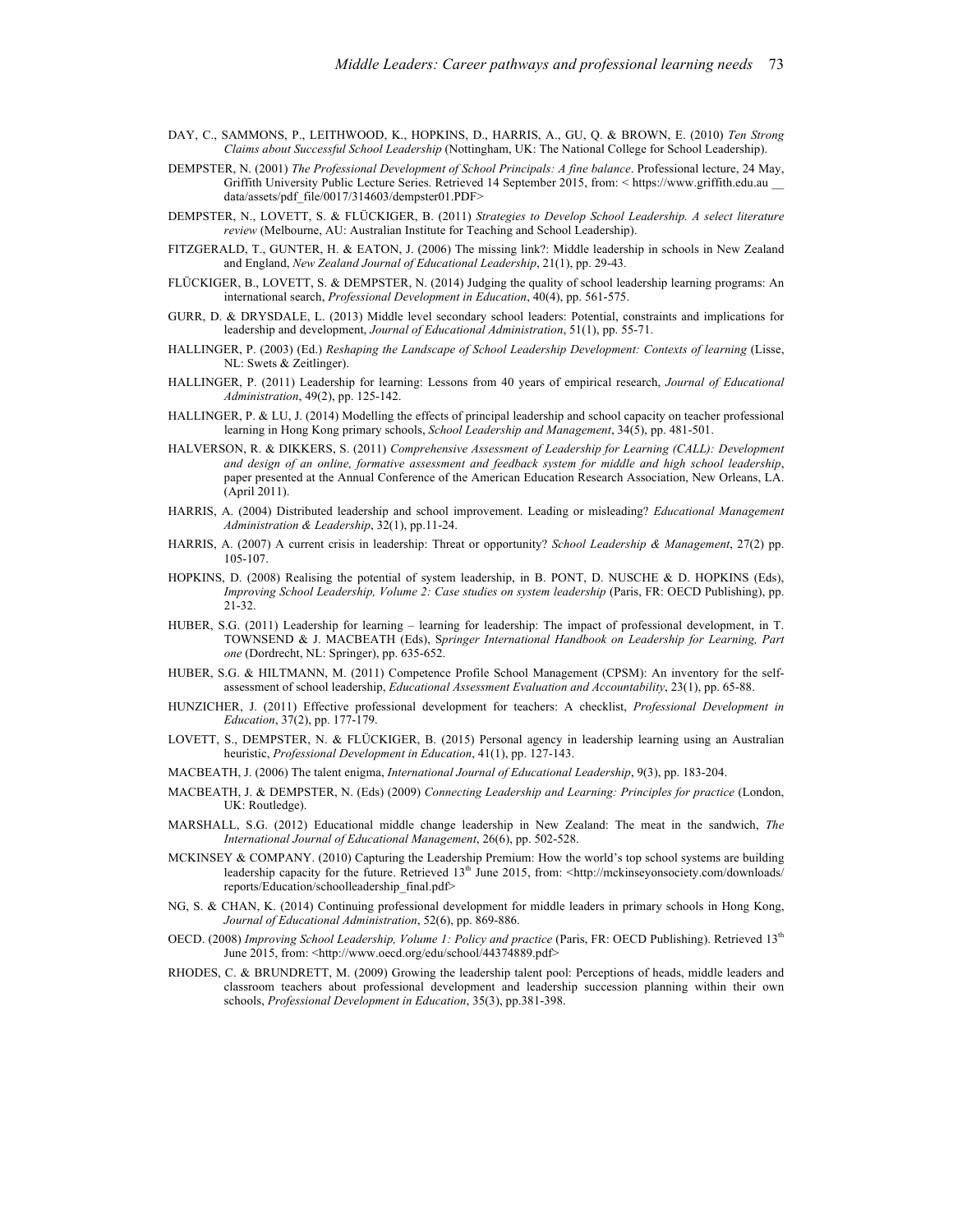DAY, C., SAMMONS, P., LEITHWOOD, K., HOPKINS, D., HARRIS, A., GU, Q. & BROWN, E. (2010) *Ten Strong Claims about Successful School Leadership* (Nottingham, UK: The National College for School Leadership).

DEMPSTER, N. (2001) *The Professional Development of School Principals: A fine balance*. Professional lecture, 24 May, Griffith University Public Lecture Series. Retrieved 14 September 2015, from: < https://www.griffith.edu.au __ data/assets/pdf_file/0017/314603/dempster01.PDF>

DEMPSTER, N., LOVETT, S. & FLÜCKIGER, B. (2011) *Strategies to Develop School Leadership. A select literature review* (Melbourne, AU: Australian Institute for Teaching and School Leadership).

FITZGERALD, T., GUNTER, H. & EATON, J. (2006) The missing link?: Middle leadership in schools in New Zealand and England, *New Zealand Journal of Educational Leadership*, 21(1), pp. 29-43.

FLÜCKIGER, B., LOVETT, S. & DEMPSTER, N. (2014) Judging the quality of school leadership learning programs: An international search, *Professional Development in Education*, 40(4), pp. 561-575.

GURR, D. & DRYSDALE, L. (2013) Middle level secondary school leaders: Potential, constraints and implications for leadership and development, *Journal of Educational Administration*, 51(1), pp. 55-71.

HALLINGER, P. (2003) (Ed.) *Reshaping the Landscape of School Leadership Development: Contexts of learning* (Lisse, NL: Swets & Zeitlinger).

HALLINGER, P. (2011) Leadership for learning: Lessons from 40 years of empirical research, *Journal of Educational Administration*, 49(2), pp. 125-142.

HALLINGER, P. & LU, J. (2014) Modelling the effects of principal leadership and school capacity on teacher professional learning in Hong Kong primary schools, *School Leadership and Management*, 34(5), pp. 481-501.

HALVERSON, R. & DIKKERS, S. (2011) *Comprehensive Assessment of Leadership for Learning (CALL): Development and design of an online, formative assessment and feedback system for middle and high school leadership*, paper presented at the Annual Conference of the American Education Research Association, New Orleans, LA. (April 2011).

HARRIS, A. (2004) Distributed leadership and school improvement. Leading or misleading? *Educational Management Administration & Leadership*, 32(1), pp.11-24.

HARRIS, A. (2007) A current crisis in leadership: Threat or opportunity? *School Leadership & Management*, 27(2) pp. 105-107.

HOPKINS, D. (2008) Realising the potential of system leadership, in B. PONT, D. NUSCHE & D. HOPKINS (Eds), *Improving School Leadership, Volume 2: Case studies on system leadership* (Paris, FR: OECD Publishing), pp. 21-32.

HUBER, S.G. (2011) Leadership for learning – learning for leadership: The impact of professional development, in T. TOWNSEND & J. MACBEATH (Eds), S*pringer International Handbook on Leadership for Learning, Part one* (Dordrecht, NL: Springer), pp. 635-652.

HUBER, S.G. & HILTMANN, M. (2011) Competence Profile School Management (CPSM): An inventory for the self-assessment of school leadership, *Educational Assessment Evaluation and Accountability*, 23(1), pp. 65-88.

HUNZICHER, J. (2011) Effective professional development for teachers: A checklist, *Professional Development in Education*, 37(2), pp. 177-179.

LOVETT, S., DEMPSTER, N. & FLÜCKIGER, B. (2015) Personal agency in leadership learning using an Australian heuristic, *Professional Development in Education*, 41(1), pp. 127-143.

MACBEATH, J. (2006) The talent enigma, *International Journal of Educational Leadership*, 9(3), pp. 183-204.

MACBEATH, J. & DEMPSTER, N. (Eds) (2009) *Connecting Leadership and Learning: Principles for practice* (London, UK: Routledge).

MARSHALL, S.G. (2012) Educational middle change leadership in New Zealand: The meat in the sandwich, *The International Journal of Educational Management*, 26(6), pp. 502-528.

MCKINSEY & COMPANY. (2010) Capturing the Leadership Premium: How the world's top school systems are building leadership capacity for the future. Retrieved 13th June 2015, from: <http://mckinseyonsociety.com/downloads/reports/Education/schoolleadership_final.pdf>

NG, S. & CHAN, K. (2014) Continuing professional development for middle leaders in primary schools in Hong Kong, *Journal of Educational Administration*, 52(6), pp. 869-886.

OECD. (2008) *Improving School Leadership, Volume 1: Policy and practice* (Paris, FR: OECD Publishing). Retrieved 13th June 2015, from: <http://www.oecd.org/edu/school/44374889.pdf>

RHODES, C. & BRUNDRETT, M. (2009) Growing the leadership talent pool: Perceptions of heads, middle leaders and classroom teachers about professional development and leadership succession planning within their own schools, *Professional Development in Education*, 35(3), pp.381-398.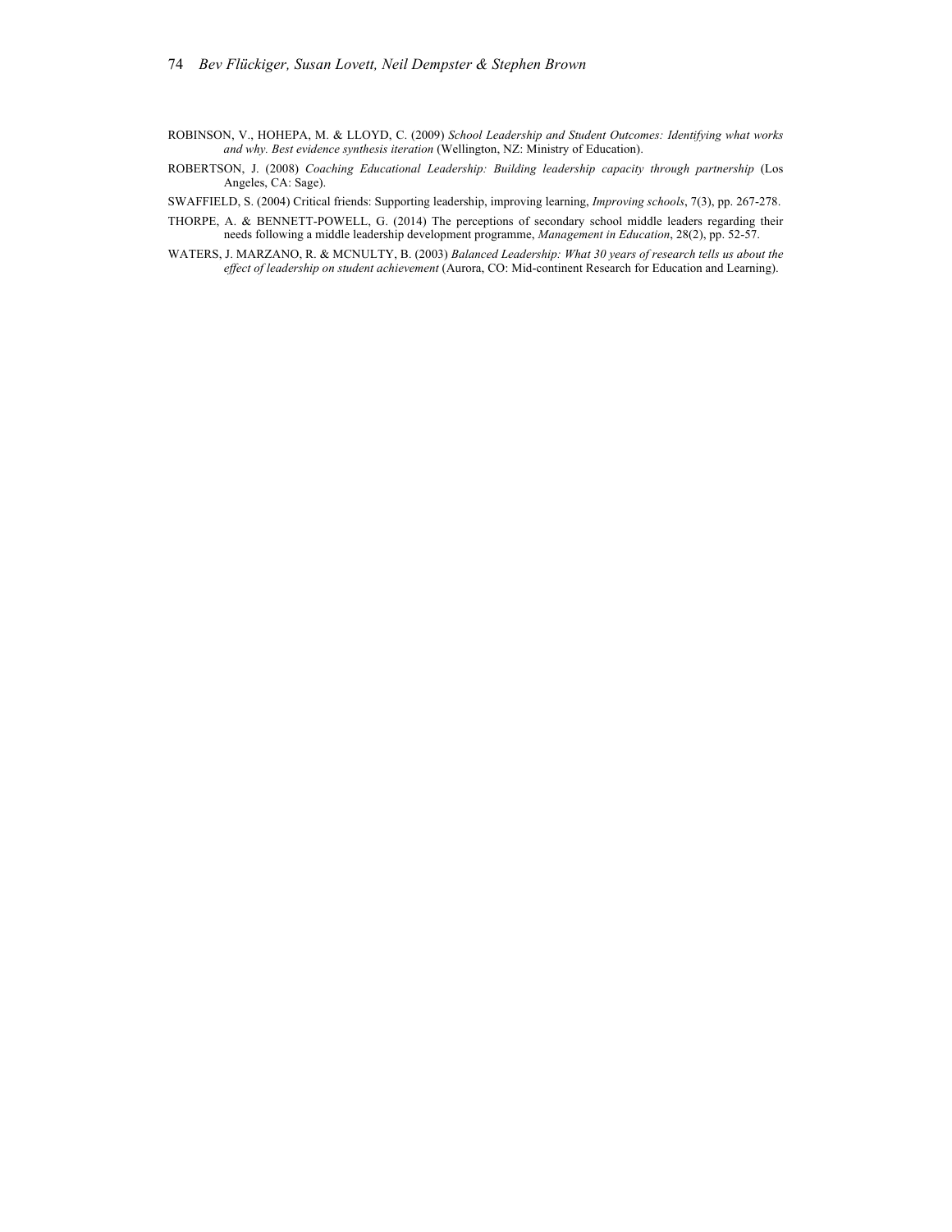ROBINSON, V., HOHEPA, M. & LLOYD, C. (2009) *School Leadership and Student Outcomes: Identifying what works and why. Best evidence synthesis iteration* (Wellington, NZ: Ministry of Education).

ROBERTSON, J. (2008) *Coaching Educational Leadership: Building leadership capacity through partnership* (Los Angeles, CA: Sage).

SWAFFIELD, S. (2004) Critical friends: Supporting leadership, improving learning, *Improving schools*, 7(3), pp. 267-278.

THORPE, A. & BENNETT-POWELL, G. (2014) The perceptions of secondary school middle leaders regarding their needs following a middle leadership development programme, *Management in Education*, 28(2), pp. 52-57.

WATERS, J. MARZANO, R. & MCNULTY, B. (2003) *Balanced Leadership: What 30 years of research tells us about the effect of leadership on student achievement* (Aurora, CO: Mid-continent Research for Education and Learning).